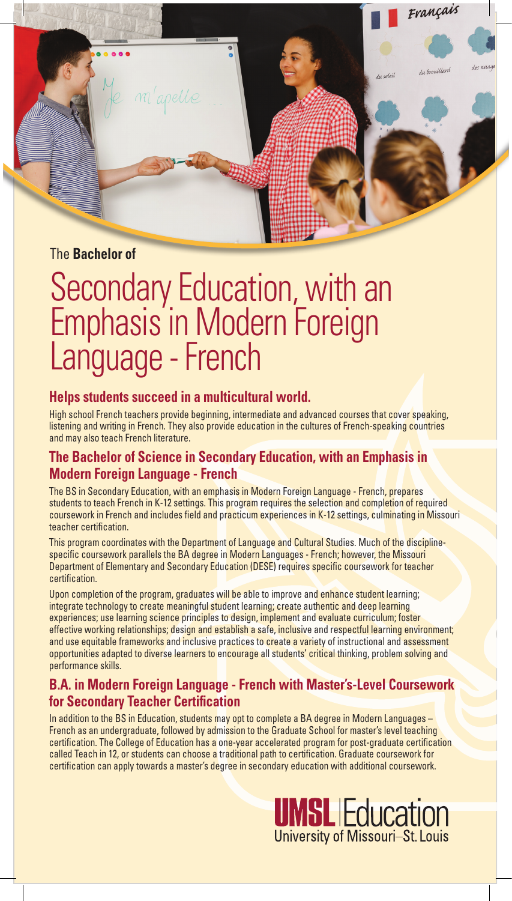The **Bachelor of**

# Secondary Education, with an Emphasis in Modern Foreign Language - French

## Helps students succeed in a multicultural world.

High school French teachers provide beginning, intermediate and advanced courses that cover speaking, listening and writing in French. They also provide education in the cultures of French-speaking countries and may also teach French literature.

## The Bachelor of Science in Secondary Education, with an Emphasis in Modern Foreign Language - French

The BS in Secondary Education, with an emphasis in Modern Foreign Language - French, prepares students to teach French in K-12 settings. This program requires the selection and completion of required coursework in French and includes field and practicum experiences in K-12 settings, culminating in Missouri teacher certification.

This program coordinates with the Department of Language and Cultural Studies. Much of the discipline-specific coursework parallels the BA degree in Modern Languages - French; however, the Missouri Department of Elementary and Secondary Education (DESE) requires specific coursework for teacher certification.

Upon completion of the program, graduates will be able to improve and enhance student learning; integrate technology to create meaningful student learning; create authentic and deep learning experiences; use learning science principles to design, implement and evaluate curriculum; foster effective working relationships; design and establish a safe, inclusive and respectful learning environment; and use equitable frameworks and inclusive practices to create a variety of instructional and assessment opportunities adapted to diverse learners to encourage all students' critical thinking, problem solving and performance skills.

## B.A. in Modern Foreign Language - French with Master's-Level Coursework for Secondary Teacher Certification

In addition to the BS in Education, students may opt to complete a BA degree in Modern Languages – French as an undergraduate, followed by admission to the Graduate School for master's level teaching certification. The College of Education has a one-year accelerated program for post-graduate certification called Teach in 12, or students can choose a traditional path to certification. Graduate coursework for certification can apply towards a master's degree in secondary education with additional coursework.

**UMSL** | Education
University of Missouri–St. Louis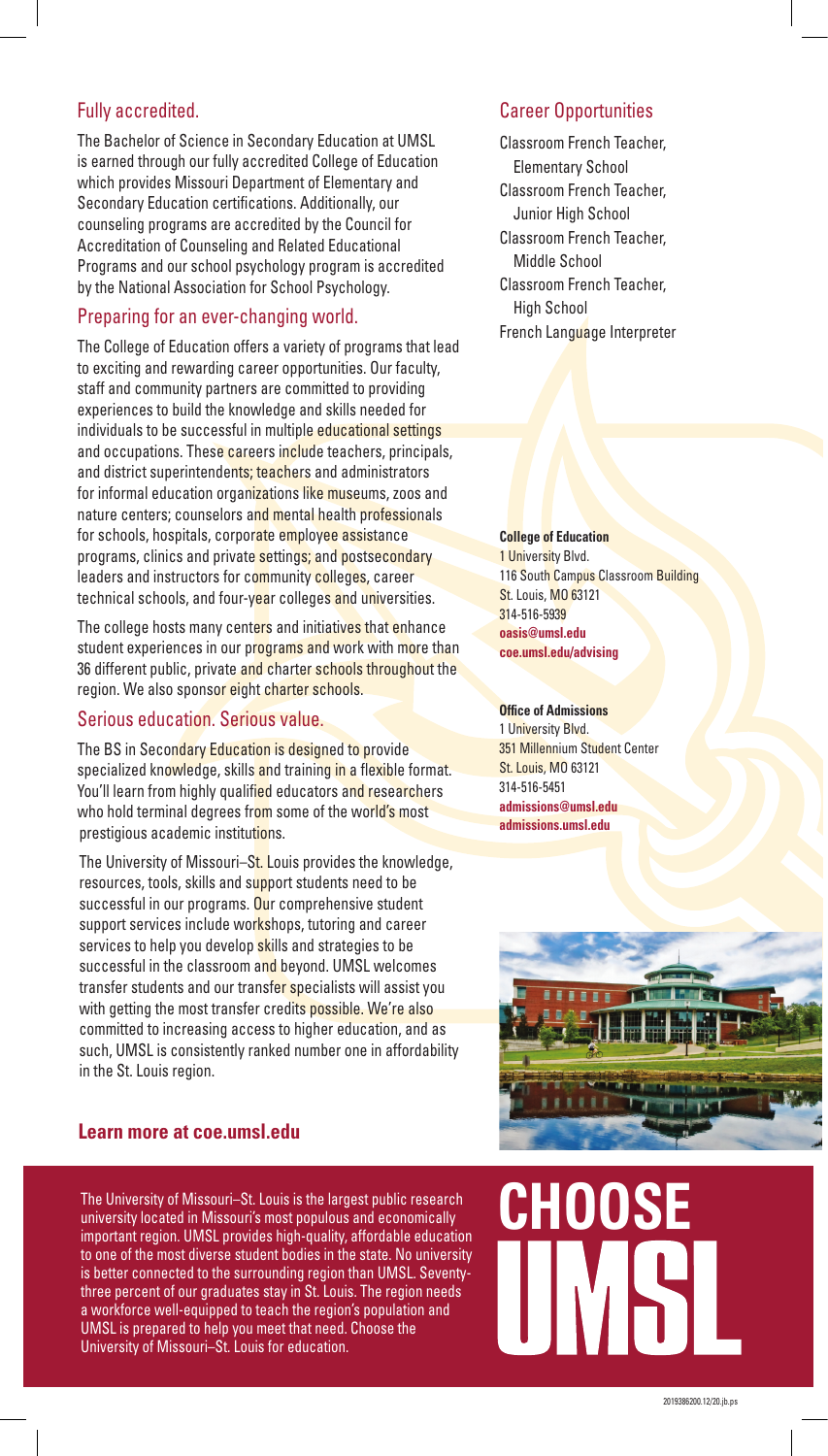## Fully accredited.

The Bachelor of Science in Secondary Education at UMSL is earned through our fully accredited College of Education which provides Missouri Department of Elementary and Secondary Education certifications. Additionally, our counseling programs are accredited by the Council for Accreditation of Counseling and Related Educational Programs and our school psychology program is accredited by the National Association for School Psychology.

## Preparing for an ever-changing world.

The College of Education offers a variety of programs that lead to exciting and rewarding career opportunities. Our faculty, staff and community partners are committed to providing experiences to build the knowledge and skills needed for individuals to be successful in multiple educational settings and occupations. These careers include teachers, principals, and district superintendents; teachers and administrators for informal education organizations like museums, zoos and nature centers; counselors and mental health professionals for schools, hospitals, corporate employee assistance programs, clinics and private settings; and postsecondary leaders and instructors for community colleges, career technical schools, and four-year colleges and universities.

The college hosts many centers and initiatives that enhance student experiences in our programs and work with more than 36 different public, private and charter schools throughout the region. We also sponsor eight charter schools.

## Serious education. Serious value.

The BS in Secondary Education is designed to provide specialized knowledge, skills and training in a flexible format. You'll learn from highly qualified educators and researchers who hold terminal degrees from some of the world's most prestigious academic institutions.

The University of Missouri–St. Louis provides the knowledge, resources, tools, skills and support students need to be successful in our programs. Our comprehensive student support services include workshops, tutoring and career services to help you develop skills and strategies to be successful in the classroom and beyond. UMSL welcomes transfer students and our transfer specialists will assist you with getting the most transfer credits possible. We're also committed to increasing access to higher education, and as such, UMSL is consistently ranked number one in affordability in the St. Louis region.

**Learn more at coe.umsl.edu**

## Career Opportunities

- Classroom French Teacher, Elementary School
- Classroom French Teacher, Junior High School
- Classroom French Teacher, Middle School
- Classroom French Teacher, High School
- French Language Interpreter

**College of Education**
1 University Blvd.
116 South Campus Classroom Building
St. Louis, MO 63121
314-516-5939
**oasis@umsl.edu**
**coe.umsl.edu/advising**

**Office of Admissions**
1 University Blvd.
351 Millennium Student Center
St. Louis, MO 63121
314-516-5451
**admissions@umsl.edu**
**admissions.umsl.edu**

The University of Missouri–St. Louis is the largest public research university located in Missouri's most populous and economically important region. UMSL provides high-quality, affordable education to one of the most diverse student bodies in the state. No university is better connected to the surrounding region than UMSL. Seventy-three percent of our graduates stay in St. Louis. The region needs a workforce well-equipped to teach the region's population and UMSL is prepared to help you meet that need. Choose the University of Missouri–St. Louis for education.

# CHOOSE UMSL

2019386200.12/20.jb.ps